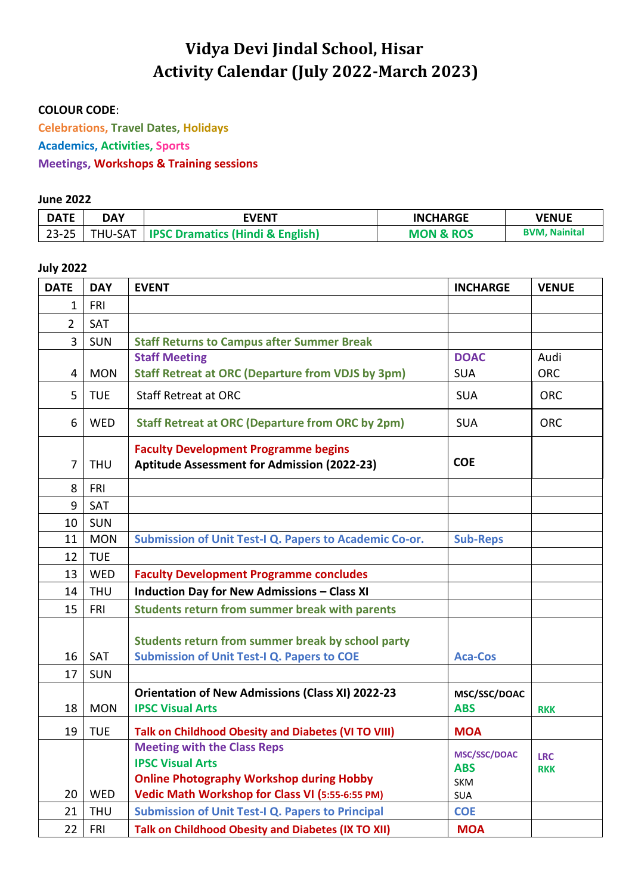# Vidya Devi Jindal School, Hisar
# Activity Calendar (July 2022-March 2023)

**COLOUR CODE**:

**Celebrations, Travel Dates, Holidays**

**Academics, Activities, Sports**

**Meetings, Workshops & Training sessions**

**June 2022**

| DATE | DAY | EVENT | INCHARGE | VENUE |
|---|---|---|---|---|
| 23-25 | THU-SAT | IPSC Dramatics (Hindi & English) | MON & ROS | BVM, Nainital |

**July 2022**

| DATE | DAY | EVENT | INCHARGE | VENUE |
|---|---|---|---|---|
| 1 | FRI | | | |
| 2 | SAT | | | |
| 3 | SUN | Staff Returns to Campus after Summer Break | | |
| 4 | MON | Staff Meeting<br>Staff Retreat at ORC (Departure from VDJS by 3pm) | DOAC<br>SUA | Audi<br>ORC |
| 5 | TUE | Staff Retreat at ORC | SUA | ORC |
| 6 | WED | Staff Retreat at ORC (Departure from ORC by 2pm) | SUA | ORC |
| 7 | THU | Faculty Development Programme begins<br>Aptitude Assessment for Admission (2022-23) | COE | |
| 8 | FRI | | | |
| 9 | SAT | | | |
| 10 | SUN | | | |
| 11 | MON | Submission of Unit Test-I Q. Papers to Academic Co-or. | Sub-Reps | |
| 12 | TUE | | | |
| 13 | WED | Faculty Development Programme concludes | | |
| 14 | THU | Induction Day for New Admissions – Class XI | | |
| 15 | FRI | Students return from summer break with parents | | |
| 16 | SAT | Students return from summer break by school party<br>Submission of Unit Test-I Q. Papers to COE | Aca-Cos | |
| 17 | SUN | | | |
| 18 | MON | Orientation of New Admissions (Class XI) 2022-23<br>IPSC Visual Arts | MSC/SSC/DOAC<br>ABS | RKK |
| 19 | TUE | Talk on Childhood Obesity and Diabetes (VI TO VIII) | MOA | |
| 20 | WED | Meeting with the Class Reps<br>IPSC Visual Arts<br>Online Photography Workshop during Hobby<br>Vedic Math Workshop for Class VI (5:55-6:55 PM) | MSC/SSC/DOAC<br>ABS<br>SKM<br>SUA | LRC<br>RKK |
| 21 | THU | Submission of Unit Test-I Q. Papers to Principal | COE | |
| 22 | FRI | Talk on Childhood Obesity and Diabetes (IX TO XII) | MOA | |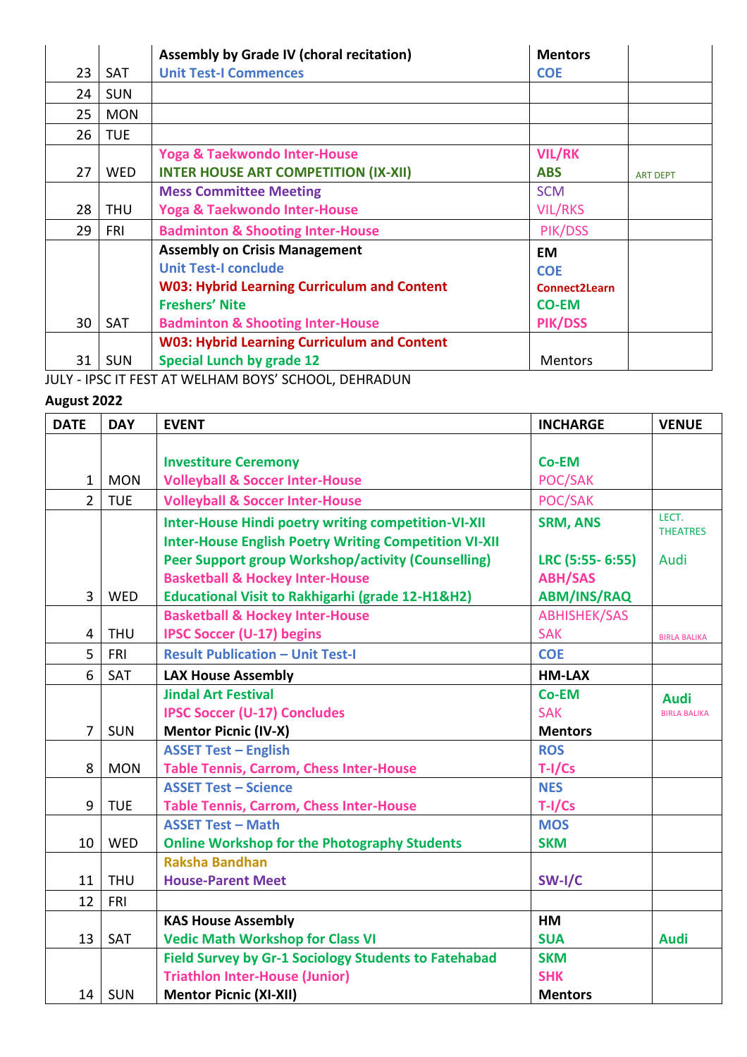| | | | | |
|---|---|---|---|---|
| 23 | SAT | Assembly by Grade IV (choral recitation)<br>Unit Test-I Commences | Mentors<br>COE | |
| 24 | SUN | | | |
| 25 | MON | | | |
| 26 | TUE | | | |
| 27 | WED | Yoga & Taekwondo Inter-House<br>INTER HOUSE ART COMPETITION (IX-XII) | VIL/RK<br>ABS | ART DEPT |
| 28 | THU | Mess Committee Meeting<br>Yoga & Taekwondo Inter-House | SCM<br>VIL/RKS | |
| 29 | FRI | Badminton & Shooting Inter-House | PIK/DSS | |
| 30 | SAT | Assembly on Crisis Management<br>Unit Test-I conclude<br>W03: Hybrid Learning Curriculum and Content<br>Freshers' Nite<br>Badminton & Shooting Inter-House | EM<br>COE<br>Connect2Learn<br>CO-EM<br>PIK/DSS | |
| 31 | SUN | W03: Hybrid Learning Curriculum and Content<br>Special Lunch by grade 12 | Mentors | |

JULY - IPSC IT FEST AT WELHAM BOYS' SCHOOL, DEHRADUN

**August 2022**

| DATE | DAY | EVENT | INCHARGE | VENUE |
|---|---|---|---|---|
| 1 | MON | Investiture Ceremony<br>Volleyball & Soccer Inter-House | Co-EM<br>POC/SAK | |
| 2 | TUE | Volleyball & Soccer Inter-House | POC/SAK | |
| 3 | WED | Inter-House Hindi poetry writing competition-VI-XII<br>Inter-House English Poetry Writing Competition VI-XII<br>Peer Support group Workshop/activity (Counselling)<br>Basketball & Hockey Inter-House<br>Educational Visit to Rakhigarhi (grade 12-H1&H2) | SRM, ANS<br><br>LRC (5:55- 6:55)<br>ABH/SAS<br>ABM/INS/RAQ | LECT. THEATRES<br><br>Audi |
| 4 | THU | Basketball & Hockey Inter-House<br>IPSC Soccer (U-17) begins | ABHISHEK/SAS<br>SAK | BIRLA BALIKA |
| 5 | FRI | Result Publication – Unit Test-I | COE | |
| 6 | SAT | LAX House Assembly | HM-LAX | |
| 7 | SUN | Jindal Art Festival<br>IPSC Soccer (U-17) Concludes<br>Mentor Picnic (IV-X) | Co-EM<br>SAK<br>Mentors | Audi<br>BIRLA BALIKA |
| 8 | MON | ASSET Test – English<br>Table Tennis, Carrom, Chess Inter-House | ROS<br>T-I/Cs | |
| 9 | TUE | ASSET Test – Science<br>Table Tennis, Carrom, Chess Inter-House | NES<br>T-I/Cs | |
| 10 | WED | ASSET Test – Math<br>Online Workshop for the Photography Students | MOS<br>SKM | |
| 11 | THU | Raksha Bandhan<br>House-Parent Meet | SW-I/C | |
| 12 | FRI | | | |
| 13 | SAT | KAS House Assembly<br>Vedic Math Workshop for Class VI | HM<br>SUA | Audi |
| 14 | SUN | Field Survey by Gr-1 Sociology Students to Fatehabad<br>Triathlon Inter-House (Junior)<br>Mentor Picnic (XI-XII) | SKM<br>SHK<br>Mentors | |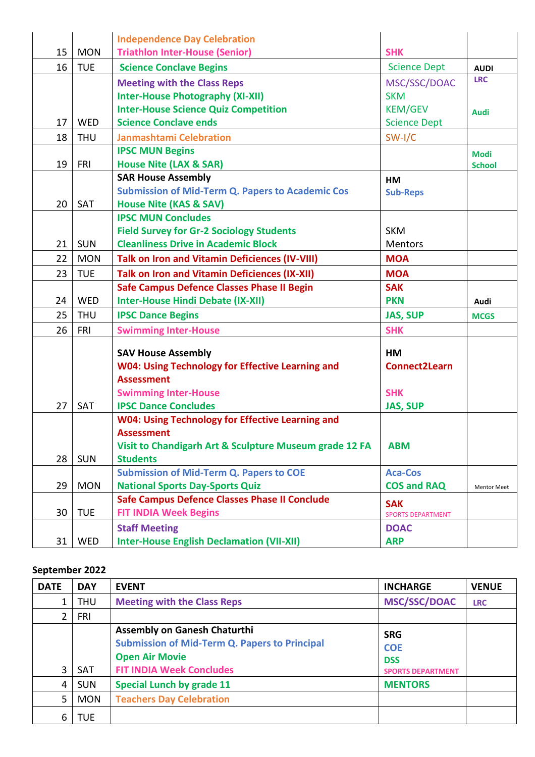| | | | | |
|---|---|---|---|---|
| 15 | MON | Independence Day Celebration<br>Triathlon Inter-House (Senior) | SHK | |
| 16 | TUE | Science Conclave Begins | Science Dept | AUDI |
| 17 | WED | Meeting with the Class Reps<br>Inter-House Photography (XI-XII)<br>Inter-House Science Quiz Competition<br>Science Conclave ends | MSC/SSC/DOAC<br>SKM<br>KEM/GEV<br>Science Dept | LRC<br><br>Audi |
| 18 | THU | Janmashtami Celebration | SW-I/C | |
| 19 | FRI | IPSC MUN Begins<br>House Nite (LAX & SAR) | | Modi School |
| 20 | SAT | SAR House Assembly<br>Submission of Mid-Term Q. Papers to Academic Cos<br>House Nite (KAS & SAV) | HM<br>Sub-Reps | |
| 21 | SUN | IPSC MUN Concludes<br>Field Survey for Gr-2 Sociology Students<br>Cleanliness Drive in Academic Block | SKM<br>Mentors | |
| 22 | MON | Talk on Iron and Vitamin Deficiences (IV-VIII) | MOA | |
| 23 | TUE | Talk on Iron and Vitamin Deficiences (IX-XII) | MOA | |
| 24 | WED | Safe Campus Defence Classes Phase II Begin<br>Inter-House Hindi Debate (IX-XII) | SAK<br>PKN | Audi |
| 25 | THU | IPSC Dance Begins | JAS, SUP | MCGS |
| 26 | FRI | Swimming Inter-House | SHK | |
| 27 | SAT | SAV House Assembly<br>W04: Using Technology for Effective Learning and Assessment<br>Swimming Inter-House<br>IPSC Dance Concludes | HM<br>Connect2Learn<br>SHK<br>JAS, SUP | |
| 28 | SUN | W04: Using Technology for Effective Learning and Assessment<br>Visit to Chandigarh Art & Sculpture Museum grade 12 FA Students | ABM | |
| 29 | MON | Submission of Mid-Term Q. Papers to COE<br>National Sports Day-Sports Quiz | Aca-Cos<br>COS and RAQ | Mentor Meet |
| 30 | TUE | Safe Campus Defence Classes Phase II Conclude<br>FIT INDIA Week Begins | SAK<br>SPORTS DEPARTMENT | |
| 31 | WED | Staff Meeting<br>Inter-House English Declamation (VII-XII) | DOAC<br>ARP | |

**September 2022**

| DATE | DAY | EVENT | INCHARGE | VENUE |
|---|---|---|---|---|
| 1 | THU | Meeting with the Class Reps | MSC/SSC/DOAC | LRC |
| 2 | FRI | | | |
| 3 | SAT | Assembly on Ganesh Chaturthi<br>Submission of Mid-Term Q. Papers to Principal<br>Open Air Movie<br>FIT INDIA Week Concludes | SRG<br>COE<br>DSS<br>SPORTS DEPARTMENT | |
| 4 | SUN | Special Lunch by grade 11 | MENTORS | |
| 5 | MON | Teachers Day Celebration | | |
| 6 | TUE | | | |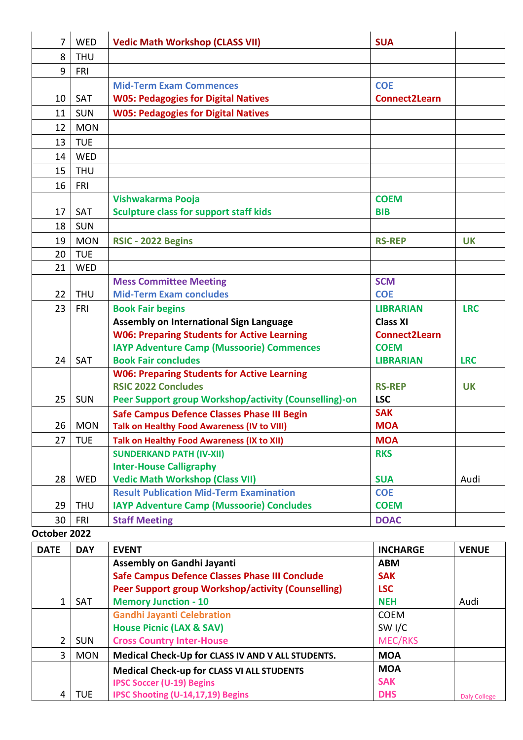| | | | | |
|---|---|---|---|---|
| 7 | WED | **Vedic Math Workshop (CLASS VII)** | **SUA** | |
| 8 | THU | | | |
| 9 | FRI | | | |
| 10 | SAT | **Mid-Term Exam Commences**<br>**W05: Pedagogies for Digital Natives** | **COE**<br>**Connect2Learn** | |
| 11 | SUN | **W05: Pedagogies for Digital Natives** | | |
| 12 | MON | | | |
| 13 | TUE | | | |
| 14 | WED | | | |
| 15 | THU | | | |
| 16 | FRI | | | |
| 17 | SAT | **Vishwakarma Pooja**<br>**Sculpture class for support staff kids** | **COEM**<br>**BIB** | |
| 18 | SUN | | | |
| 19 | MON | **RSIC - 2022 Begins** | **RS-REP** | **UK** |
| 20 | TUE | | | |
| 21 | WED | | | |
| 22 | THU | **Mess Committee Meeting**<br>**Mid-Term Exam concludes** | **SCM**<br>**COE** | |
| 23 | FRI | **Book Fair begins** | **LIBRARIAN** | **LRC** |
| 24 | SAT | **Assembly on International Sign Language**<br>**W06: Preparing Students for Active Learning**<br>**IAYP Adventure Camp (Mussoorie) Commences**<br>**Book Fair concludes** | **Class XI**<br>**Connect2Learn**<br>**COEM**<br>**LIBRARIAN** | **LRC** |
| 25 | SUN | **W06: Preparing Students for Active Learning**<br>**RSIC 2022 Concludes**<br>**Peer Support group Workshop/activity (Counselling)-on** | <br>**RS-REP**<br>**LSC** | **UK** |
| 26 | MON | **Safe Campus Defence Classes Phase III Begin**<br>**Talk on Healthy Food Awareness (IV to VIII)** | **SAK**<br>**MOA** | |
| 27 | TUE | **Talk on Healthy Food Awareness (IX to XII)** | **MOA** | |
| 28 | WED | **SUNDERKAND PATH (IV-XII)**<br>**Inter-House Calligraphy**<br>**Vedic Math Workshop (Class VII)** | **RKS**<br><br>**SUA** | Audi |
| 29 | THU | **Result Publication Mid-Term Examination**<br>**IAYP Adventure Camp (Mussoorie) Concludes** | **COE**<br>**COEM** | |
| 30 | FRI | **Staff Meeting** | **DOAC** | |

**October 2022**

| DATE | DAY | EVENT | INCHARGE | VENUE |
|---|---|---|---|---|
| 1 | SAT | **Assembly on Gandhi Jayanti**<br>**Safe Campus Defence Classes Phase III Conclude**<br>**Peer Support group Workshop/activity (Counselling)**<br>**Memory Junction - 10** | **ABM**<br>**SAK**<br>**LSC**<br>**NEH** | Audi |
| 2 | SUN | **Gandhi Jayanti Celebration**<br>**House Picnic (LAX & SAV)**<br>**Cross Country Inter-House** | COEM<br>SW I/C<br>MEC/RKS | |
| 3 | MON | **Medical Check-Up for CLASS IV AND V ALL STUDENTS.** | **MOA** | |
| 4 | TUE | **Medical Check-up for CLASS VI ALL STUDENTS**<br>**IPSC Soccer (U-19) Begins**<br>**IPSC Shooting (U-14,17,19) Begins** | **MOA**<br>**SAK**<br>**DHS** | Daly College |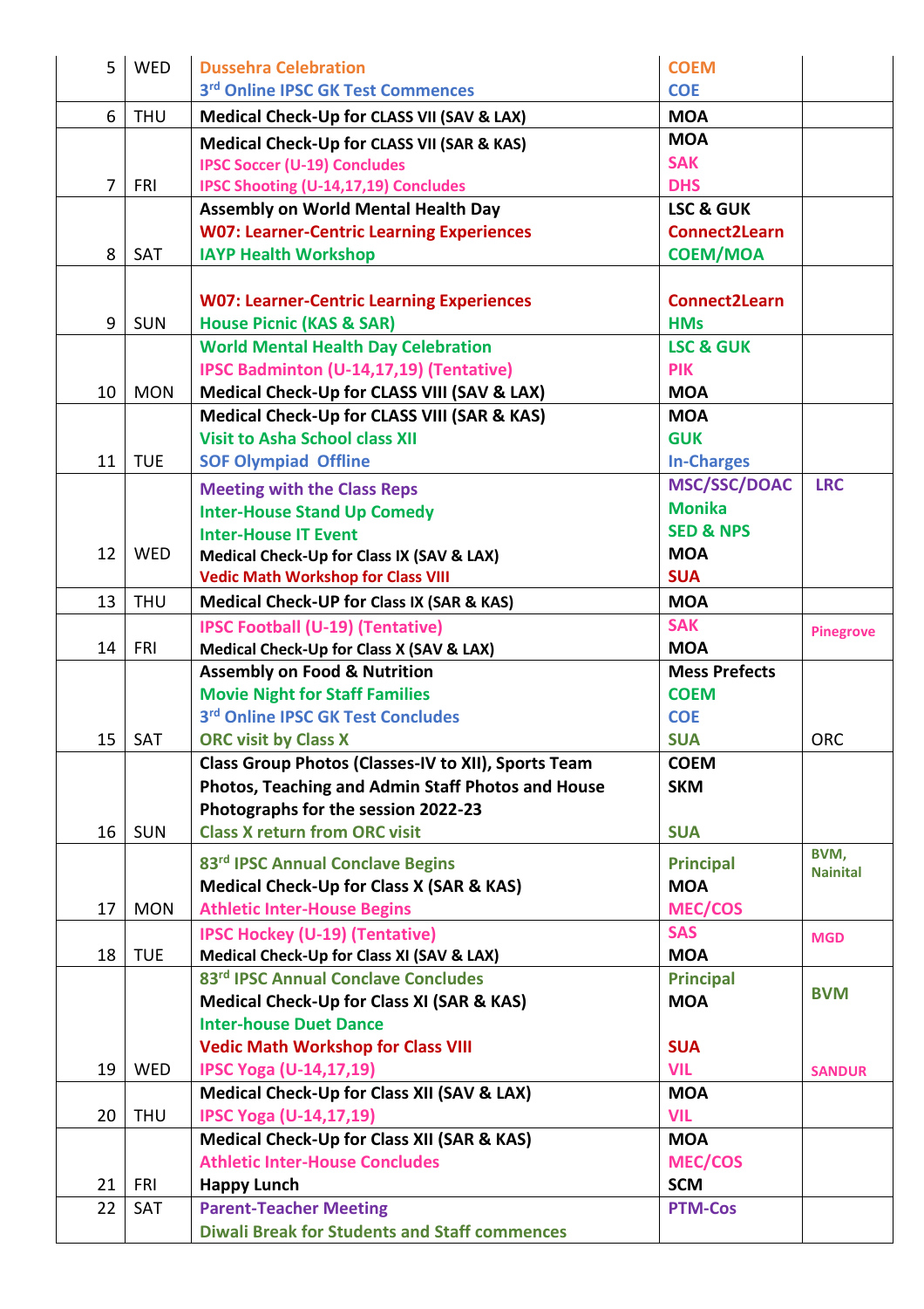| | | | | |
|---|---|---|---|---|
| 5 | WED | Dussehra Celebration<br>3rd Online IPSC GK Test Commences | COEM<br>COE | |
| 6 | THU | Medical Check-Up for CLASS VII (SAV & LAX) | MOA | |
| 7 | FRI | Medical Check-Up for CLASS VII (SAR & KAS)<br>IPSC Soccer (U-19) Concludes<br>IPSC Shooting (U-14,17,19) Concludes | MOA<br>SAK<br>DHS | |
| 8 | SAT | Assembly on World Mental Health Day<br>W07: Learner-Centric Learning Experiences<br>IAYP Health Workshop | LSC & GUK<br>Connect2Learn<br>COEM/MOA | |
| 9 | SUN | W07: Learner-Centric Learning Experiences<br>House Picnic (KAS & SAR) | Connect2Learn<br>HMs | |
| 10 | MON | World Mental Health Day Celebration<br>IPSC Badminton (U-14,17,19) (Tentative)<br>Medical Check-Up for CLASS VIII (SAV & LAX) | LSC & GUK<br>PIK<br>MOA | |
| 11 | TUE | Medical Check-Up for CLASS VIII (SAR & KAS)<br>Visit to Asha School class XII<br>SOF Olympiad Offline | MOA<br>GUK<br>In-Charges | |
| 12 | WED | Meeting with the Class Reps<br>Inter-House Stand Up Comedy<br>Inter-House IT Event<br>Medical Check-Up for Class IX (SAV & LAX)<br>Vedic Math Workshop for Class VIII | MSC/SSC/DOAC<br>Monika<br>SED & NPS<br>MOA<br>SUA | LRC |
| 13 | THU | Medical Check-UP for Class IX (SAR & KAS) | MOA | |
| 14 | FRI | IPSC Football (U-19) (Tentative)<br>Medical Check-Up for Class X (SAV & LAX) | SAK<br>MOA | Pinegrove |
| 15 | SAT | Assembly on Food & Nutrition<br>Movie Night for Staff Families<br>3rd Online IPSC GK Test Concludes<br>ORC visit by Class X | Mess Prefects<br>COEM<br>COE<br>SUA | ORC |
| 16 | SUN | Class Group Photos (Classes-IV to XII), Sports Team Photos, Teaching and Admin Staff Photos and House Photographs for the session 2022-23<br>Class X return from ORC visit | COEM<br>SKM<br>SUA | |
| 17 | MON | 83rd IPSC Annual Conclave Begins<br>Medical Check-Up for Class X (SAR & KAS)<br>Athletic Inter-House Begins | Principal<br>MOA<br>MEC/COS | BVM, Nainital |
| 18 | TUE | IPSC Hockey (U-19) (Tentative)<br>Medical Check-Up for Class XI (SAV & LAX) | SAS<br>MOA | MGD |
| 19 | WED | 83rd IPSC Annual Conclave Concludes<br>Medical Check-Up for Class XI (SAR & KAS)<br>Inter-house Duet Dance<br>Vedic Math Workshop for Class VIII<br>IPSC Yoga (U-14,17,19) | Principal<br>MOA<br><br>SUA<br>VIL | BVM<br><br>SANDUR |
| 20 | THU | Medical Check-Up for Class XII (SAV & LAX)<br>IPSC Yoga (U-14,17,19) | MOA<br>VIL | |
| 21 | FRI | Medical Check-Up for Class XII (SAR & KAS)<br>Athletic Inter-House Concludes<br>Happy Lunch | MOA<br>MEC/COS<br>SCM | |
| 22 | SAT | Parent-Teacher Meeting<br>Diwali Break for Students and Staff commences | PTM-Cos | |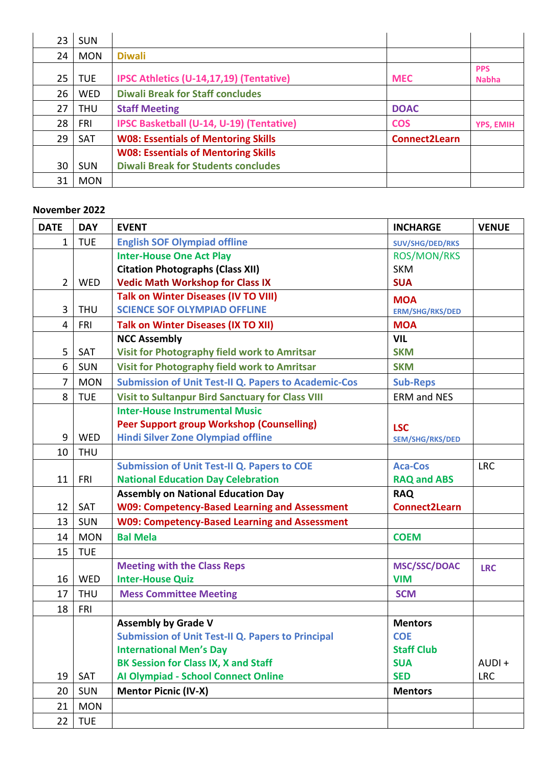| | | | | |
|---|---|---|---|---|
| 23 | SUN | | | |
| 24 | MON | Diwali | | |
| 25 | TUE | IPSC Athletics (U-14,17,19) (Tentative) | MEC | PPS Nabha |
| 26 | WED | Diwali Break for Staff concludes | | |
| 27 | THU | Staff Meeting | DOAC | |
| 28 | FRI | IPSC Basketball (U-14, U-19) (Tentative) | COS | YPS, EMIH |
| 29 | SAT | W08: Essentials of Mentoring Skills | Connect2Learn | |
| 30 | SUN | W08: Essentials of Mentoring Skills<br>Diwali Break for Students concludes | | |
| 31 | MON | | | |

**November 2022**

| DATE | DAY | EVENT | INCHARGE | VENUE |
|---|---|---|---|---|
| 1 | TUE | English SOF Olympiad offline | SUV/SHG/DED/RKS | |
| 2 | WED | Inter-House One Act Play<br>Citation Photographs (Class XII)<br>Vedic Math Workshop for Class IX | ROS/MON/RKS<br>SKM<br>SUA | |
| 3 | THU | Talk on Winter Diseases (IV TO VIII)<br>SCIENCE SOF OLYMPIAD OFFLINE | MOA<br>ERM/SHG/RKS/DED | |
| 4 | FRI | Talk on Winter Diseases (IX TO XII) | MOA | |
| 5 | SAT | NCC Assembly<br>Visit for Photography field work to Amritsar | VIL<br>SKM | |
| 6 | SUN | Visit for Photography field work to Amritsar | SKM | |
| 7 | MON | Submission of Unit Test-II Q. Papers to Academic-Cos | Sub-Reps | |
| 8 | TUE | Visit to Sultanpur Bird Sanctuary for Class VIII | ERM and NES | |
| 9 | WED | Inter-House Instrumental Music<br>Peer Support group Workshop (Counselling)<br>Hindi Silver Zone Olympiad offline | LSC<br>SEM/SHG/RKS/DED | |
| 10 | THU | | | |
| 11 | FRI | Submission of Unit Test-II Q. Papers to COE<br>National Education Day Celebration | Aca-Cos<br>RAQ and ABS | LRC |
| 12 | SAT | Assembly on National Education Day<br>W09: Competency-Based Learning and Assessment | RAQ<br>Connect2Learn | |
| 13 | SUN | W09: Competency-Based Learning and Assessment | | |
| 14 | MON | Bal Mela | COEM | |
| 15 | TUE | | | |
| 16 | WED | Meeting with the Class Reps<br>Inter-House Quiz | MSC/SSC/DOAC<br>VIM | LRC |
| 17 | THU | Mess Committee Meeting | SCM | |
| 18 | FRI | | | |
| 19 | SAT | Assembly by Grade V<br>Submission of Unit Test-II Q. Papers to Principal<br>International Men's Day<br>BK Session for Class IX, X and Staff<br>AI Olympiad - School Connect Online | Mentors<br>COE<br>Staff Club<br>SUA<br>SED | AUDI + LRC |
| 20 | SUN | Mentor Picnic (IV-X) | Mentors | |
| 21 | MON | | | |
| 22 | TUE | | | |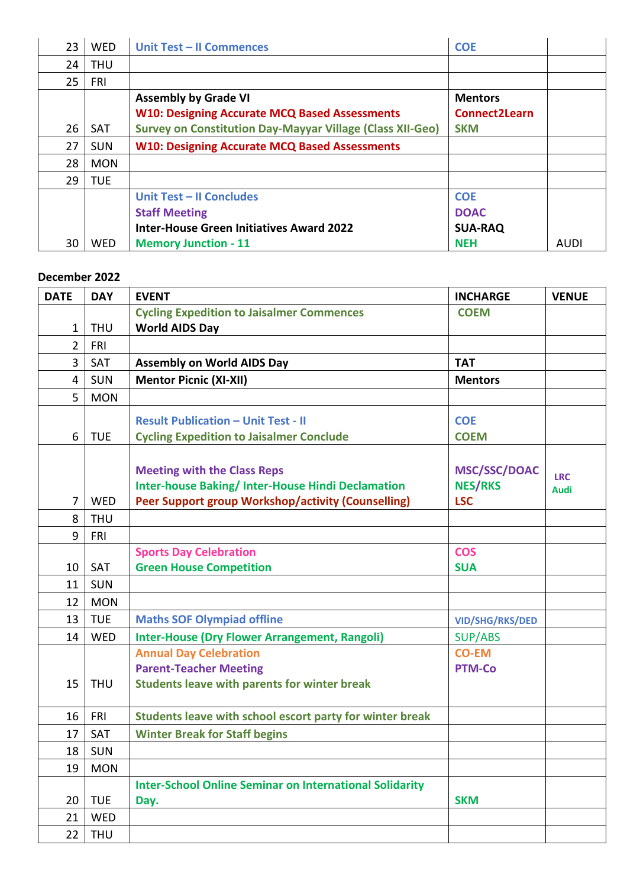| | | | | |
|---|---|---|---|---|
| 23 | WED | Unit Test – II Commences | COE | |
| 24 | THU | | | |
| 25 | FRI | | | |
| 26 | SAT | Assembly by Grade VI<br>W10: Designing Accurate MCQ Based Assessments<br>Survey on Constitution Day-Mayyar Village (Class XII-Geo) | Mentors<br>Connect2Learn<br>SKM | |
| 27 | SUN | W10: Designing Accurate MCQ Based Assessments | | |
| 28 | MON | | | |
| 29 | TUE | | | |
| 30 | WED | Unit Test – II Concludes<br>Staff Meeting<br>Inter-House Green Initiatives Award 2022<br>Memory Junction - 11 | COE<br>DOAC<br>SUA-RAQ<br>NEH | AUDI |

**December 2022**

| DATE | DAY | EVENT | INCHARGE | VENUE |
|---|---|---|---|---|
| 1 | THU | Cycling Expedition to Jaisalmer Commences<br>World AIDS Day | COEM | |
| 2 | FRI | | | |
| 3 | SAT | Assembly on World AIDS Day | TAT | |
| 4 | SUN | Mentor Picnic (XI-XII) | Mentors | |
| 5 | MON | | | |
| 6 | TUE | Result Publication – Unit Test - II<br>Cycling Expedition to Jaisalmer Conclude | COE<br>COEM | |
| 7 | WED | Meeting with the Class Reps<br>Inter-house Baking/ Inter-House Hindi Declamation<br>Peer Support group Workshop/activity (Counselling) | MSC/SSC/DOAC<br>NES/RKS<br>LSC | LRC<br>Audi |
| 8 | THU | | | |
| 9 | FRI | | | |
| 10 | SAT | Sports Day Celebration<br>Green House Competition | COS<br>SUA | |
| 11 | SUN | | | |
| 12 | MON | | | |
| 13 | TUE | Maths SOF Olympiad offline | VID/SHG/RKS/DED | |
| 14 | WED | Inter-House (Dry Flower Arrangement, Rangoli) | SUP/ABS | |
| 15 | THU | Annual Day Celebration<br>Parent-Teacher Meeting<br>Students leave with parents for winter break | CO-EM<br>PTM-Co | |
| 16 | FRI | Students leave with school escort party for winter break | | |
| 17 | SAT | Winter Break for Staff begins | | |
| 18 | SUN | | | |
| 19 | MON | | | |
| 20 | TUE | Inter-School Online Seminar on International Solidarity Day. | SKM | |
| 21 | WED | | | |
| 22 | THU | | | |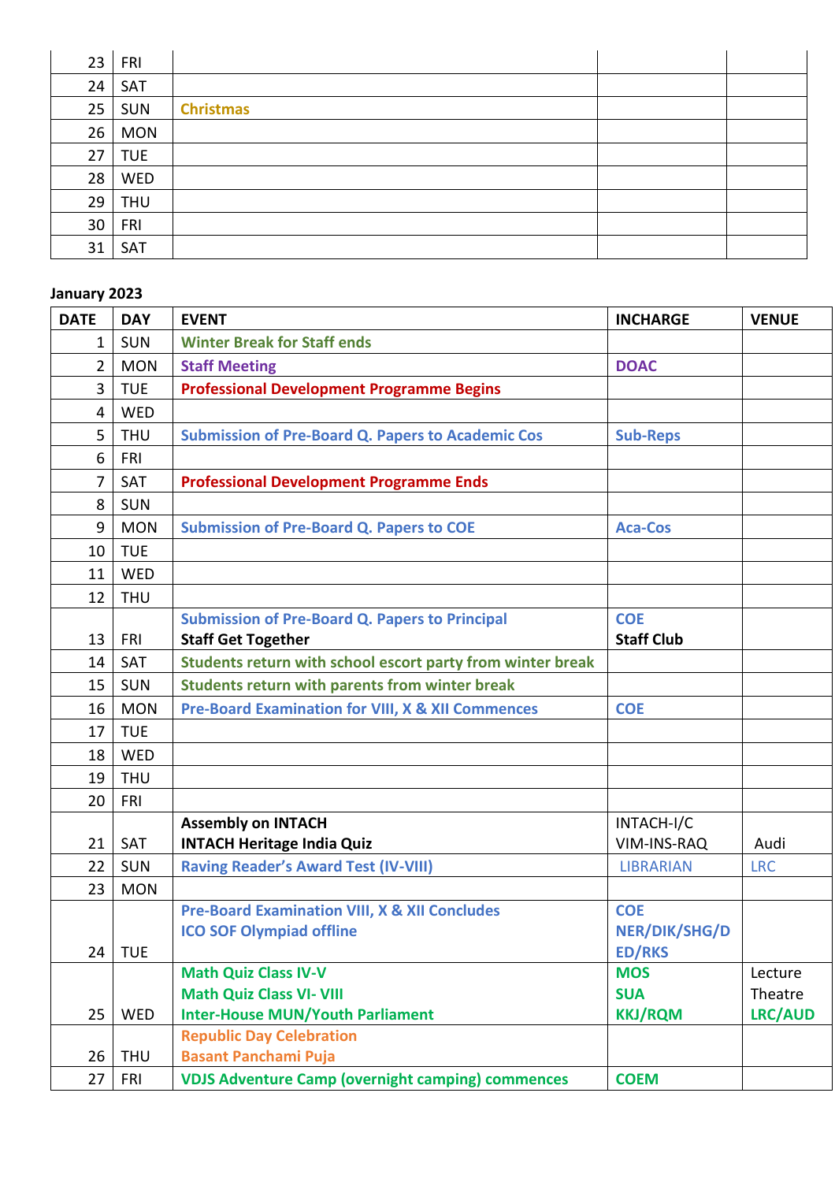| | | | | |
|---|---|---|---|---|
| 23 | FRI | | | |
| 24 | SAT | | | |
| 25 | SUN | Christmas | | |
| 26 | MON | | | |
| 27 | TUE | | | |
| 28 | WED | | | |
| 29 | THU | | | |
| 30 | FRI | | | |
| 31 | SAT | | | |

**January 2023**

| DATE | DAY | EVENT | INCHARGE | VENUE |
|---|---|---|---|---|
| 1 | SUN | Winter Break for Staff ends | | |
| 2 | MON | Staff Meeting | DOAC | |
| 3 | TUE | Professional Development Programme Begins | | |
| 4 | WED | | | |
| 5 | THU | Submission of Pre-Board Q. Papers to Academic Cos | Sub-Reps | |
| 6 | FRI | | | |
| 7 | SAT | Professional Development Programme Ends | | |
| 8 | SUN | | | |
| 9 | MON | Submission of Pre-Board Q. Papers to COE | Aca-Cos | |
| 10 | TUE | | | |
| 11 | WED | | | |
| 12 | THU | | | |
| 13 | FRI | Submission of Pre-Board Q. Papers to Principal<br>**Staff Get Together** | COE<br>**Staff Club** | |
| 14 | SAT | Students return with school escort party from winter break | | |
| 15 | SUN | Students return with parents from winter break | | |
| 16 | MON | Pre-Board Examination for VIII, X & XII Commences | COE | |
| 17 | TUE | | | |
| 18 | WED | | | |
| 19 | THU | | | |
| 20 | FRI | | | |
| 21 | SAT | **Assembly on INTACH**<br>**INTACH Heritage India Quiz** | INTACH-I/C<br>VIM-INS-RAQ | Audi |
| 22 | SUN | Raving Reader's Award Test (IV-VIII) | LIBRARIAN | LRC |
| 23 | MON | | | |
| 24 | TUE | Pre-Board Examination VIII, X & XII Concludes<br>ICO SOF Olympiad offline | COE<br>NER/DIK/SHG/DED/RKS | |
| 25 | WED | Math Quiz Class IV-V<br>Math Quiz Class VI- VIII<br>Inter-House MUN/Youth Parliament | MOS<br>SUA<br>KKJ/RQM | Lecture Theatre<br>LRC/AUD |
| 26 | THU | Republic Day Celebration<br>Basant Panchami Puja | | |
| 27 | FRI | VDJS Adventure Camp (overnight camping) commences | COEM | |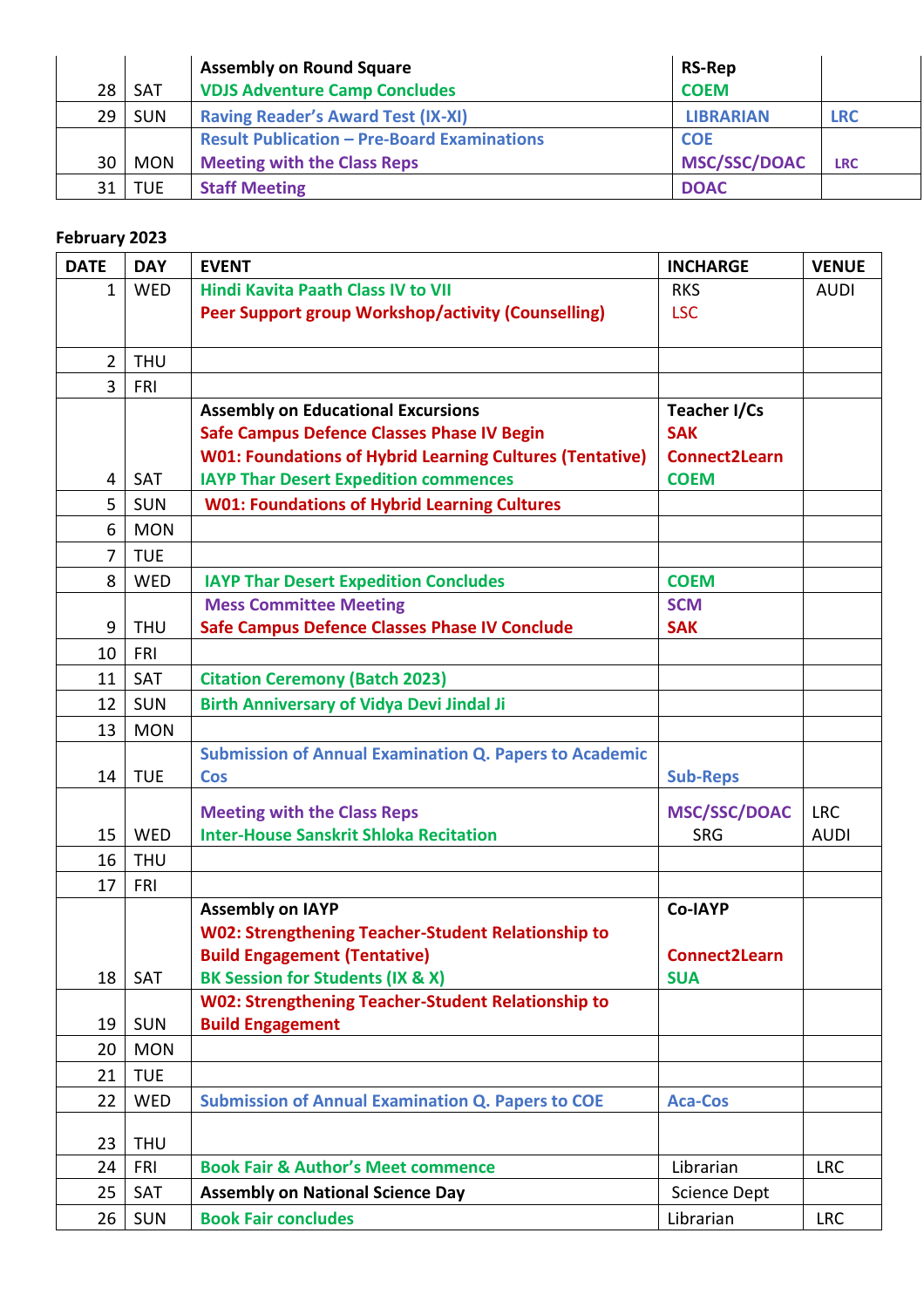| | | | | |
|---|---|---|---|---|
| 28 | SAT | **Assembly on Round Square**<br>**VDJS Adventure Camp Concludes** | **RS-Rep**<br>**COEM** | |
| 29 | SUN | **Raving Reader's Award Test (IX-XI)** | **LIBRARIAN** | **LRC** |
| 30 | MON | **Result Publication – Pre-Board Examinations**<br>**Meeting with the Class Reps** | **COE**<br>**MSC/SSC/DOAC** | **LRC** |
| 31 | TUE | **Staff Meeting** | **DOAC** | |

**February 2023**

| DATE | DAY | EVENT | INCHARGE | VENUE |
|---|---|---|---|---|
| 1 | WED | **Hindi Kavita Paath Class IV to VII**<br>**Peer Support group Workshop/activity (Counselling)** | RKS<br>LSC | AUDI |
| 2 | THU | | | |
| 3 | FRI | | | |
| 4 | SAT | **Assembly on Educational Excursions**<br>**Safe Campus Defence Classes Phase IV Begin**<br>**W01: Foundations of Hybrid Learning Cultures (Tentative)**<br>**IAYP Thar Desert Expedition commences** | **Teacher I/Cs**<br>**SAK**<br>**Connect2Learn**<br>**COEM** | |
| 5 | SUN | **W01: Foundations of Hybrid Learning Cultures** | | |
| 6 | MON | | | |
| 7 | TUE | | | |
| 8 | WED | **IAYP Thar Desert Expedition Concludes** | **COEM** | |
| 9 | THU | **Mess Committee Meeting**<br>**Safe Campus Defence Classes Phase IV Conclude** | **SCM**<br>**SAK** | |
| 10 | FRI | | | |
| 11 | SAT | **Citation Ceremony (Batch 2023)** | | |
| 12 | SUN | **Birth Anniversary of Vidya Devi Jindal Ji** | | |
| 13 | MON | | | |
| 14 | TUE | **Submission of Annual Examination Q. Papers to Academic Cos** | **Sub-Reps** | |
| 15 | WED | **Meeting with the Class Reps**<br>**Inter-House Sanskrit Shloka Recitation** | **MSC/SSC/DOAC**<br>SRG | LRC<br>AUDI |
| 16 | THU | | | |
| 17 | FRI | | | |
| 18 | SAT | **Assembly on IAYP**<br>**W02: Strengthening Teacher-Student Relationship to Build Engagement (Tentative)**<br>**BK Session for Students (IX & X)** | **Co-IAYP**<br>**Connect2Learn**<br>**SUA** | |
| 19 | SUN | **W02: Strengthening Teacher-Student Relationship to Build Engagement** | | |
| 20 | MON | | | |
| 21 | TUE | | | |
| 22 | WED | **Submission of Annual Examination Q. Papers to COE** | **Aca-Cos** | |
| 23 | THU | | | |
| 24 | FRI | **Book Fair & Author's Meet commence** | Librarian | LRC |
| 25 | SAT | **Assembly on National Science Day** | Science Dept | |
| 26 | SUN | **Book Fair concludes** | Librarian | LRC |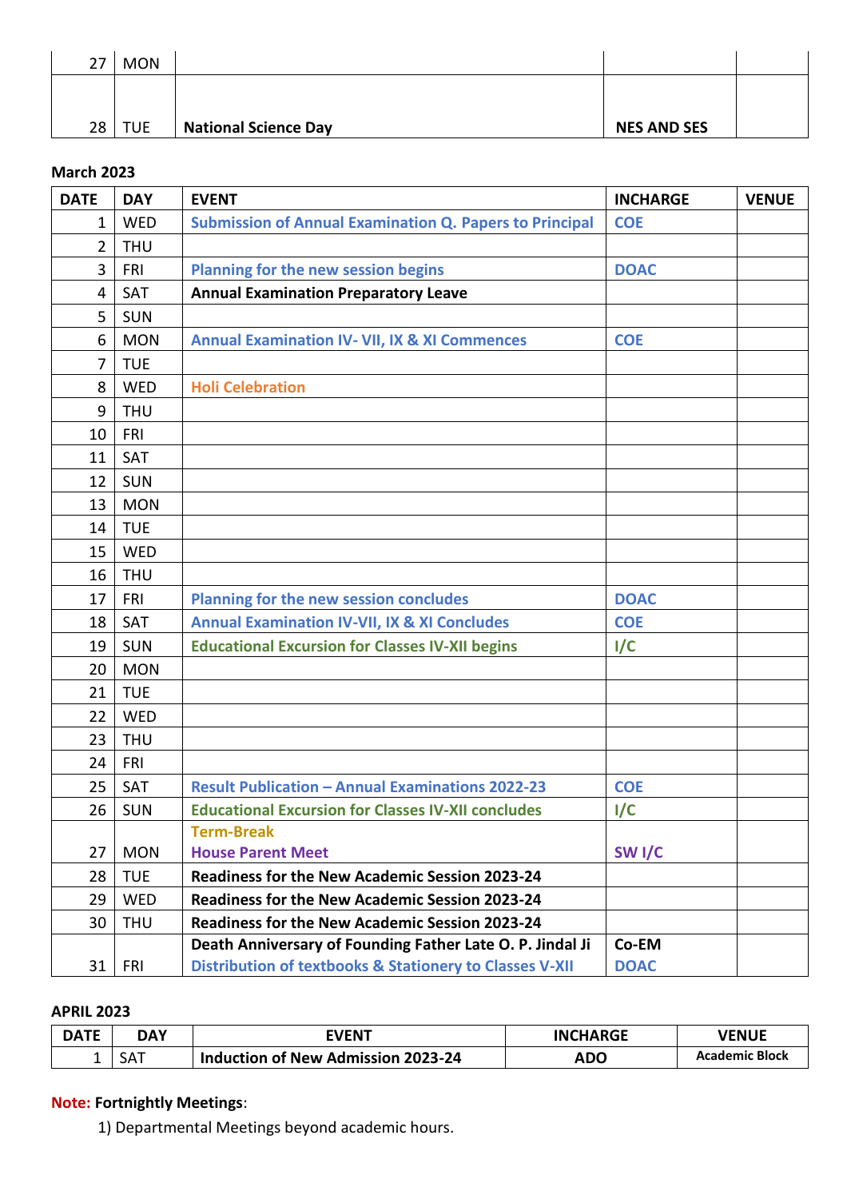| | | | | |
|---|---|---|---|---|
| 27 | MON | | | |
| 28 | TUE | **National Science Day** | **NES AND SES** | |

**March 2023**

| DATE | DAY | EVENT | INCHARGE | VENUE |
|---|---|---|---|---|
| 1 | WED | **Submission of Annual Examination Q. Papers to Principal** | **COE** | |
| 2 | THU | | | |
| 3 | FRI | **Planning for the new session begins** | **DOAC** | |
| 4 | SAT | **Annual Examination Preparatory Leave** | | |
| 5 | SUN | | | |
| 6 | MON | **Annual Examination IV- VII, IX & XI Commences** | **COE** | |
| 7 | TUE | | | |
| 8 | WED | **Holi Celebration** | | |
| 9 | THU | | | |
| 10 | FRI | | | |
| 11 | SAT | | | |
| 12 | SUN | | | |
| 13 | MON | | | |
| 14 | TUE | | | |
| 15 | WED | | | |
| 16 | THU | | | |
| 17 | FRI | **Planning for the new session concludes** | **DOAC** | |
| 18 | SAT | **Annual Examination IV-VII, IX & XI Concludes** | **COE** | |
| 19 | SUN | **Educational Excursion for Classes IV-XII begins** | **I/C** | |
| 20 | MON | | | |
| 21 | TUE | | | |
| 22 | WED | | | |
| 23 | THU | | | |
| 24 | FRI | | | |
| 25 | SAT | **Result Publication – Annual Examinations 2022-23** | **COE** | |
| 26 | SUN | **Educational Excursion for Classes IV-XII concludes** | **I/C** | |
| 27 | MON | **Term-Break**<br>**House Parent Meet** | **SW I/C** | |
| 28 | TUE | **Readiness for the New Academic Session 2023-24** | | |
| 29 | WED | **Readiness for the New Academic Session 2023-24** | | |
| 30 | THU | **Readiness for the New Academic Session 2023-24** | | |
| 31 | FRI | **Death Anniversary of Founding Father Late O. P. Jindal Ji**<br>**Distribution of textbooks & Stationery to Classes V-XII** | **Co-EM**<br>**DOAC** | |

**APRIL 2023**

| DATE | DAY | EVENT | INCHARGE | VENUE |
|---|---|---|---|---|
| 1 | SAT | **Induction of New Admission 2023-24** | **ADO** | **Academic Block** |

**Note: Fortnightly Meetings**:

1) Departmental Meetings beyond academic hours.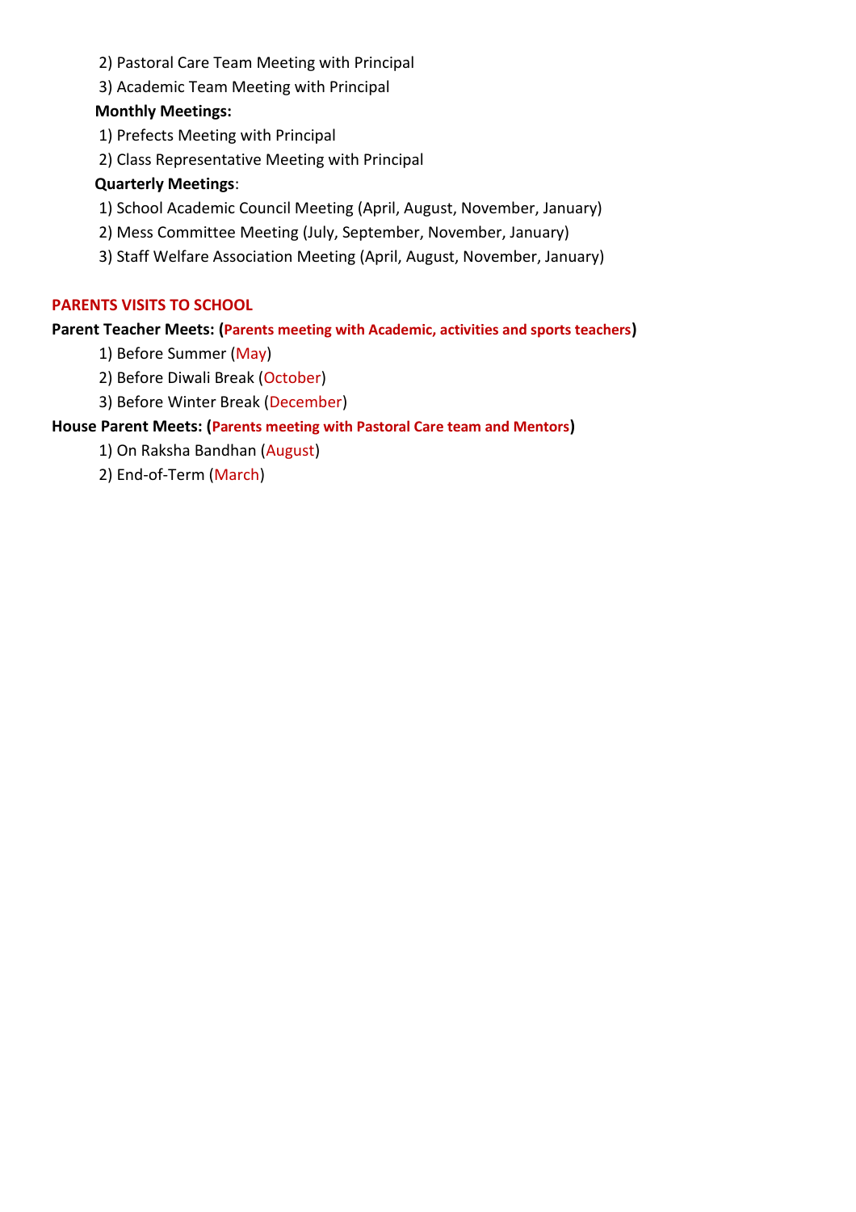2) Pastoral Care Team Meeting with Principal
3) Academic Team Meeting with Principal

**Monthly Meetings:**

1) Prefects Meeting with Principal
2) Class Representative Meeting with Principal

**Quarterly Meetings**:

1) School Academic Council Meeting (April, August, November, January)
2) Mess Committee Meeting (July, September, November, January)
3) Staff Welfare Association Meeting (April, August, November, January)

## PARENTS VISITS TO SCHOOL

**Parent Teacher Meets: (Parents meeting with Academic, activities and sports teachers)**

1) Before Summer (May)
2) Before Diwali Break (October)
3) Before Winter Break (December)

**House Parent Meets: (Parents meeting with Pastoral Care team and Mentors)**

1) On Raksha Bandhan (August)
2) End-of-Term (March)